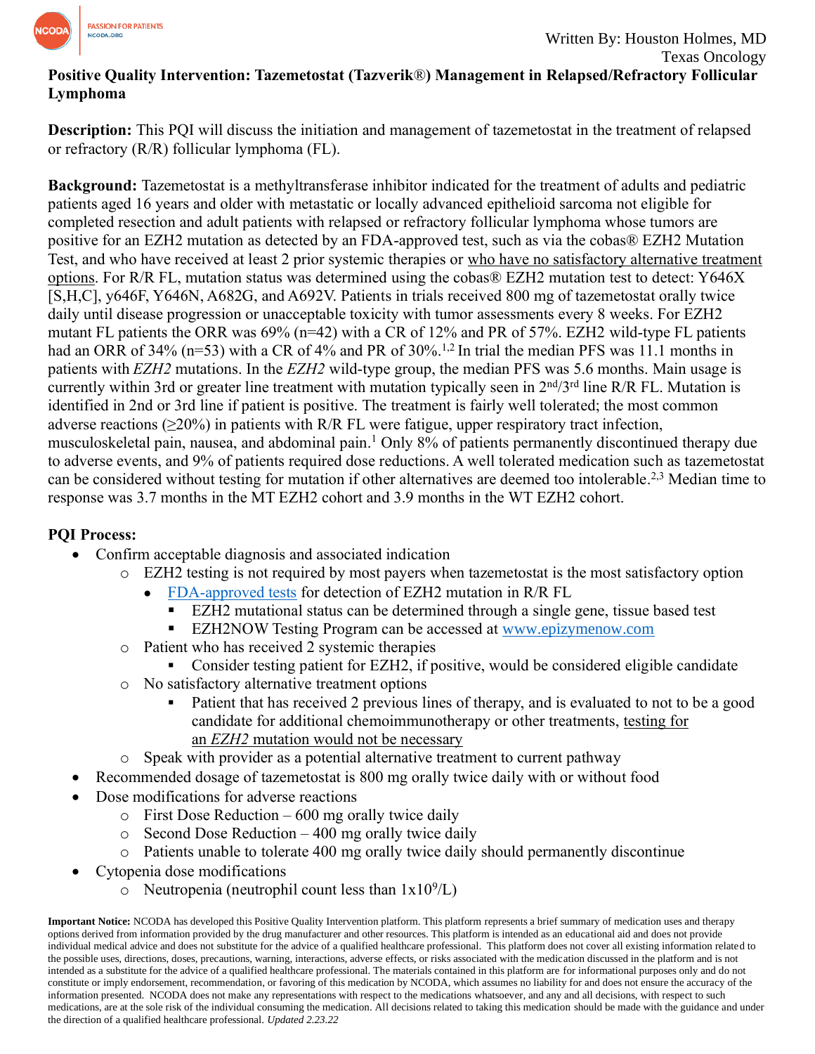Written By: Houston Holmes, MD
Texas Oncology

# Positive Quality Intervention: Tazemetostat (Tazverik®) Management in Relapsed/Refractory Follicular Lymphoma

**Description:** This PQI will discuss the initiation and management of tazemetostat in the treatment of relapsed or refractory (R/R) follicular lymphoma (FL).

**Background:** Tazemetostat is a methyltransferase inhibitor indicated for the treatment of adults and pediatric patients aged 16 years and older with metastatic or locally advanced epithelioid sarcoma not eligible for completed resection and adult patients with relapsed or refractory follicular lymphoma whose tumors are positive for an EZH2 mutation as detected by an FDA-approved test, such as via the cobas® EZH2 Mutation Test, and who have received at least 2 prior systemic therapies or <u>who have no satisfactory alternative treatment options</u>. For R/R FL, mutation status was determined using the cobas® EZH2 mutation test to detect: Y646X [S,H,C], y646F, Y646N, A682G, and A692V. Patients in trials received 800 mg of tazemetostat orally twice daily until disease progression or unacceptable toxicity with tumor assessments every 8 weeks. For EZH2 mutant FL patients the ORR was 69% (n=42) with a CR of 12% and PR of 57%. EZH2 wild-type FL patients had an ORR of 34% (n=53) with a CR of 4% and PR of 30%.[1,2] In trial the median PFS was 11.1 months in patients with *EZH2* mutations. In the *EZH2* wild-type group, the median PFS was 5.6 months. Main usage is currently within 3rd or greater line treatment with mutation typically seen in 2nd/3rd line R/R FL. Mutation is identified in 2nd or 3rd line if patient is positive. The treatment is fairly well tolerated; the most common adverse reactions (≥20%) in patients with R/R FL were fatigue, upper respiratory tract infection, musculoskeletal pain, nausea, and abdominal pain.[1] Only 8% of patients permanently discontinued therapy due to adverse events, and 9% of patients required dose reductions. A well tolerated medication such as tazemetostat can be considered without testing for mutation if other alternatives are deemed too intolerable.[2,3] Median time to response was 3.7 months in the MT EZH2 cohort and 3.9 months in the WT EZH2 cohort.

**PQI Process:**

- Confirm acceptable diagnosis and associated indication
  - EZH2 testing is not required by most payers when tazemetostat is the most satisfactory option
    - [FDA-approved tests](#) for detection of EZH2 mutation in R/R FL
      - EZH2 mutational status can be determined through a single gene, tissue based test
      - EZH2NOW Testing Program can be accessed at [www.epizymenow.com](http://www.epizymenow.com)
  - Patient who has received 2 systemic therapies
    - Consider testing patient for EZH2, if positive, would be considered eligible candidate
  - No satisfactory alternative treatment options
    - Patient that has received 2 previous lines of therapy, and is evaluated to not to be a good candidate for additional chemoimmunotherapy or other treatments, <u>testing for an *EZH2* mutation would not be necessary</u>
  - Speak with provider as a potential alternative treatment to current pathway
- Recommended dosage of tazemetostat is 800 mg orally twice daily with or without food
- Dose modifications for adverse reactions
  - First Dose Reduction – 600 mg orally twice daily
  - Second Dose Reduction – 400 mg orally twice daily
  - Patients unable to tolerate 400 mg orally twice daily should permanently discontinue
- Cytopenia dose modifications
  - Neutropenia (neutrophil count less than $1 \times 10^9$/L)

**Important Notice:** NCODA has developed this Positive Quality Intervention platform. This platform represents a brief summary of medication uses and therapy options derived from information provided by the drug manufacturer and other resources. This platform is intended as an educational aid and does not provide individual medical advice and does not substitute for the advice of a qualified healthcare professional. This platform does not cover all existing information related to the possible uses, directions, doses, precautions, warning, interactions, adverse effects, or risks associated with the medication discussed in the platform and is not intended as a substitute for the advice of a qualified healthcare professional. The materials contained in this platform are for informational purposes only and do not constitute or imply endorsement, recommendation, or favoring of this medication by NCODA, which assumes no liability for and does not ensure the accuracy of the information presented. NCODA does not make any representations with respect to the medications whatsoever, and any and all decisions, with respect to such medications, are at the sole risk of the individual consuming the medication. All decisions related to taking this medication should be made with the guidance and under the direction of a qualified healthcare professional. *Updated 2.23.22*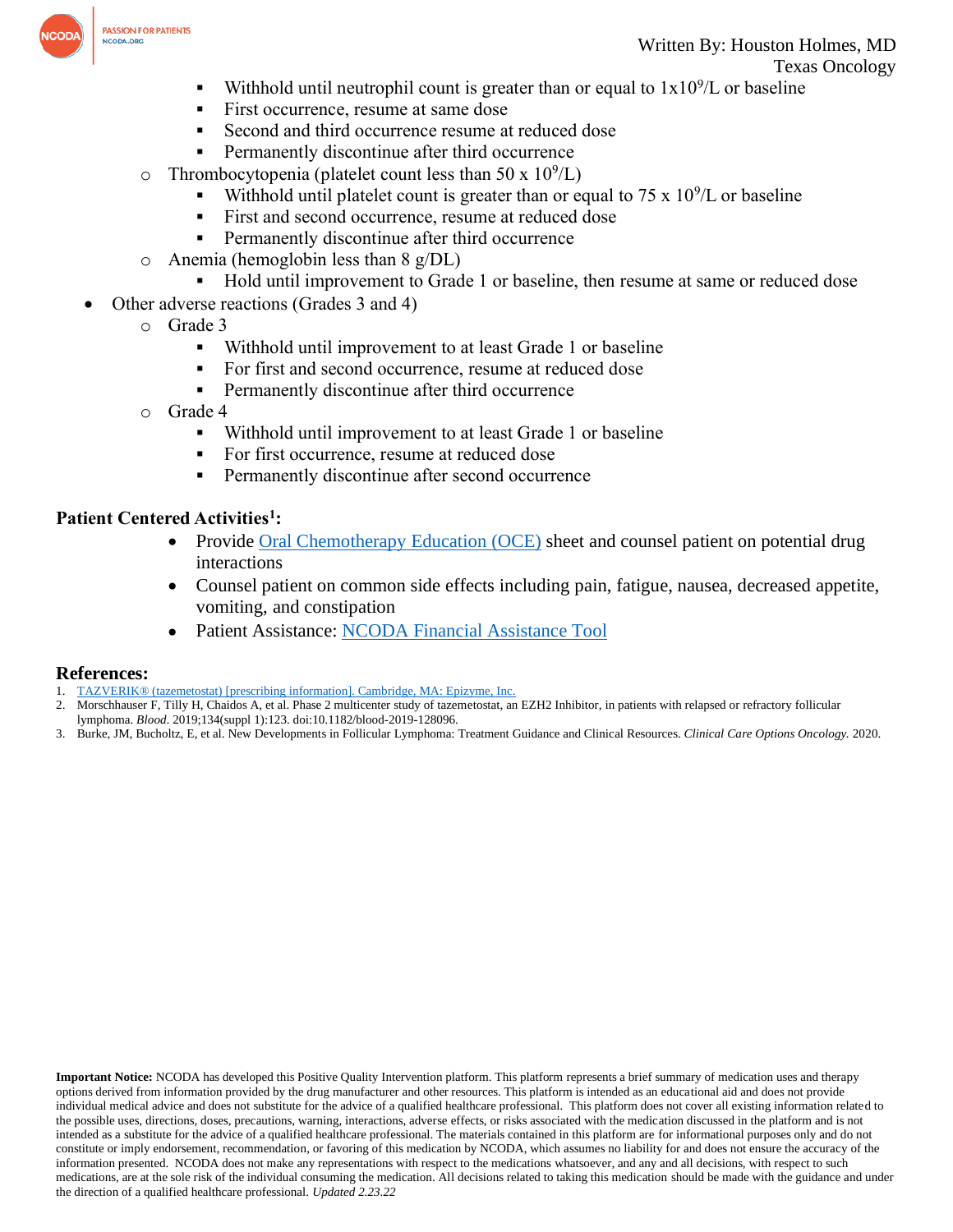- Withhold until neutrophil count is greater than or equal to $1x10^9/L$ or baseline
- First occurrence, resume at same dose
- Second and third occurrence resume at reduced dose
- Permanently discontinue after third occurrence

  - Thrombocytopenia (platelet count less than $50 \times 10^9/L$)
    - Withhold until platelet count is greater than or equal to $75 \times 10^9/L$ or baseline
    - First and second occurrence, resume at reduced dose
    - Permanently discontinue after third occurrence
  - Anemia (hemoglobin less than 8 g/DL)
    - Hold until improvement to Grade 1 or baseline, then resume at same or reduced dose
- Other adverse reactions (Grades 3 and 4)
  - Grade 3
    - Withhold until improvement to at least Grade 1 or baseline
    - For first and second occurrence, resume at reduced dose
    - Permanently discontinue after third occurrence
  - Grade 4
    - Withhold until improvement to at least Grade 1 or baseline
    - For first occurrence, resume at reduced dose
    - Permanently discontinue after second occurrence

## Patient Centered Activities[1]:

- Provide Oral Chemotherapy Education (OCE) sheet and counsel patient on potential drug interactions
- Counsel patient on common side effects including pain, fatigue, nausea, decreased appetite, vomiting, and constipation
- Patient Assistance: NCODA Financial Assistance Tool

## References:

1. TAZVERIK® (tazemetostat) [prescribing information]. Cambridge, MA: Epizyme, Inc.
2. Morschhauser F, Tilly H, Chaidos A, et al. Phase 2 multicenter study of tazemetostat, an EZH2 Inhibitor, in patients with relapsed or refractory follicular lymphoma. *Blood*. 2019;134(suppl 1):123. doi:10.1182/blood-2019-128096.
3. Burke, JM, Bucholtz, E, et al. New Developments in Follicular Lymphoma: Treatment Guidance and Clinical Resources. *Clinical Care Options Oncology.* 2020.

**Important Notice:** NCODA has developed this Positive Quality Intervention platform. This platform represents a brief summary of medication uses and therapy options derived from information provided by the drug manufacturer and other resources. This platform is intended as an educational aid and does not provide individual medical advice and does not substitute for the advice of a qualified healthcare professional. This platform does not cover all existing information related to the possible uses, directions, doses, precautions, warning, interactions, adverse effects, or risks associated with the medication discussed in the platform and is not intended as a substitute for the advice of a qualified healthcare professional. The materials contained in this platform are for informational purposes only and do not constitute or imply endorsement, recommendation, or favoring of this medication by NCODA, which assumes no liability for and does not ensure the accuracy of the information presented. NCODA does not make any representations with respect to the medications whatsoever, and any and all decisions, with respect to such medications, are at the sole risk of the individual consuming the medication. All decisions related to taking this medication should be made with the guidance and under the direction of a qualified healthcare professional. *Updated 2.23.22*